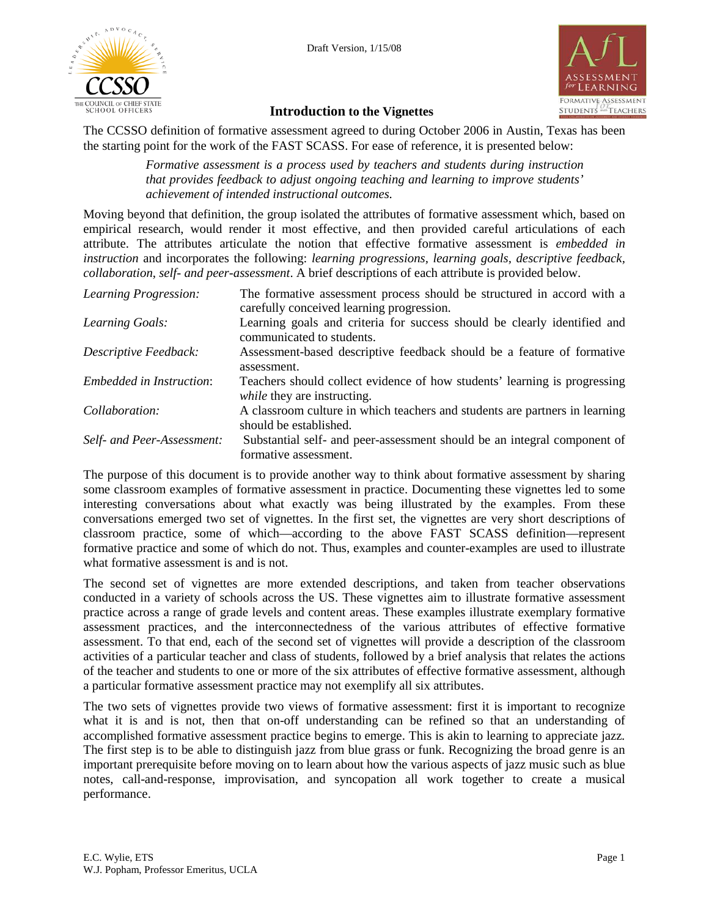Draft Version, 1/15/08

## Introduction to the Vignettes

The CCSSO definition of formative assessment agreed to during October 2006 in Austin, Texas has been the starting point for the work of the FAST SCASS. For ease of reference, it is presented below:

> *Formative assessment is a process used by teachers and students during instruction that provides feedback to adjust ongoing teaching and learning to improve students' achievement of intended instructional outcomes.*

Moving beyond that definition, the group isolated the attributes of formative assessment which, based on empirical research, would render it most effective, and then provided careful articulations of each attribute. The attributes articulate the notion that effective formative assessment is *embedded in instruction* and incorporates the following: *learning progressions, learning goals, descriptive feedback, collaboration, self- and peer-assessment*. A brief descriptions of each attribute is provided below.

| | |
|---|---|
| *Learning Progression:* | The formative assessment process should be structured in accord with a carefully conceived learning progression. |
| *Learning Goals:* | Learning goals and criteria for success should be clearly identified and communicated to students. |
| *Descriptive Feedback:* | Assessment-based descriptive feedback should be a feature of formative assessment. |
| *Embedded in Instruction*: | Teachers should collect evidence of how students' learning is progressing *while* they are instructing. |
| *Collaboration:* | A classroom culture in which teachers and students are partners in learning should be established. |
| *Self- and Peer-Assessment:* | Substantial self- and peer-assessment should be an integral component of formative assessment. |

The purpose of this document is to provide another way to think about formative assessment by sharing some classroom examples of formative assessment in practice. Documenting these vignettes led to some interesting conversations about what exactly was being illustrated by the examples. From these conversations emerged two set of vignettes. In the first set, the vignettes are very short descriptions of classroom practice, some of which—according to the above FAST SCASS definition—represent formative practice and some of which do not. Thus, examples and counter-examples are used to illustrate what formative assessment is and is not.

The second set of vignettes are more extended descriptions, and taken from teacher observations conducted in a variety of schools across the US. These vignettes aim to illustrate formative assessment practice across a range of grade levels and content areas. These examples illustrate exemplary formative assessment practices, and the interconnectedness of the various attributes of effective formative assessment. To that end, each of the second set of vignettes will provide a description of the classroom activities of a particular teacher and class of students, followed by a brief analysis that relates the actions of the teacher and students to one or more of the six attributes of effective formative assessment, although a particular formative assessment practice may not exemplify all six attributes.

The two sets of vignettes provide two views of formative assessment: first it is important to recognize what it is and is not, then that on-off understanding can be refined so that an understanding of accomplished formative assessment practice begins to emerge. This is akin to learning to appreciate jazz. The first step is to be able to distinguish jazz from blue grass or funk. Recognizing the broad genre is an important prerequisite before moving on to learn about how the various aspects of jazz music such as blue notes, call-and-response, improvisation, and syncopation all work together to create a musical performance.

E.C. Wylie, ETS
W.J. Popham, Professor Emeritus, UCLA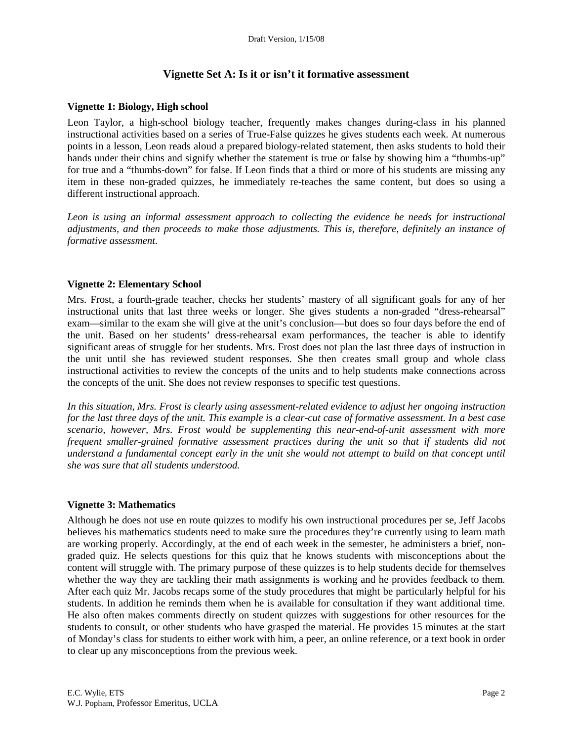# Vignette Set A: Is it or isn't it formative assessment

## Vignette 1: Biology, High school

Leon Taylor, a high-school biology teacher, frequently makes changes during-class in his planned instructional activities based on a series of True-False quizzes he gives students each week. At numerous points in a lesson, Leon reads aloud a prepared biology-related statement, then asks students to hold their hands under their chins and signify whether the statement is true or false by showing him a "thumbs-up" for true and a "thumbs-down" for false. If Leon finds that a third or more of his students are missing any item in these non-graded quizzes, he immediately re-teaches the same content, but does so using a different instructional approach.

*Leon is using an informal assessment approach to collecting the evidence he needs for instructional adjustments, and then proceeds to make those adjustments. This is, therefore, definitely an instance of formative assessment.*

## Vignette 2: Elementary School

Mrs. Frost, a fourth-grade teacher, checks her students' mastery of all significant goals for any of her instructional units that last three weeks or longer. She gives students a non-graded "dress-rehearsal" exam—similar to the exam she will give at the unit's conclusion—but does so four days before the end of the unit. Based on her students' dress-rehearsal exam performances, the teacher is able to identify significant areas of struggle for her students. Mrs. Frost does not plan the last three days of instruction in the unit until she has reviewed student responses. She then creates small group and whole class instructional activities to review the concepts of the units and to help students make connections across the concepts of the unit. She does not review responses to specific test questions.

*In this situation, Mrs. Frost is clearly using assessment-related evidence to adjust her ongoing instruction for the last three days of the unit. This example is a clear-cut case of formative assessment. In a best case scenario, however, Mrs. Frost would be supplementing this near-end-of-unit assessment with more frequent smaller-grained formative assessment practices during the unit so that if students did not understand a fundamental concept early in the unit she would not attempt to build on that concept until she was sure that all students understood.*

## Vignette 3: Mathematics

Although he does not use en route quizzes to modify his own instructional procedures per se, Jeff Jacobs believes his mathematics students need to make sure the procedures they're currently using to learn math are working properly. Accordingly, at the end of each week in the semester, he administers a brief, non-graded quiz. He selects questions for this quiz that he knows students with misconceptions about the content will struggle with. The primary purpose of these quizzes is to help students decide for themselves whether the way they are tackling their math assignments is working and he provides feedback to them. After each quiz Mr. Jacobs recaps some of the study procedures that might be particularly helpful for his students. In addition he reminds them when he is available for consultation if they want additional time. He also often makes comments directly on student quizzes with suggestions for other resources for the students to consult, or other students who have grasped the material. He provides 15 minutes at the start of Monday's class for students to either work with him, a peer, an online reference, or a text book in order to clear up any misconceptions from the previous week.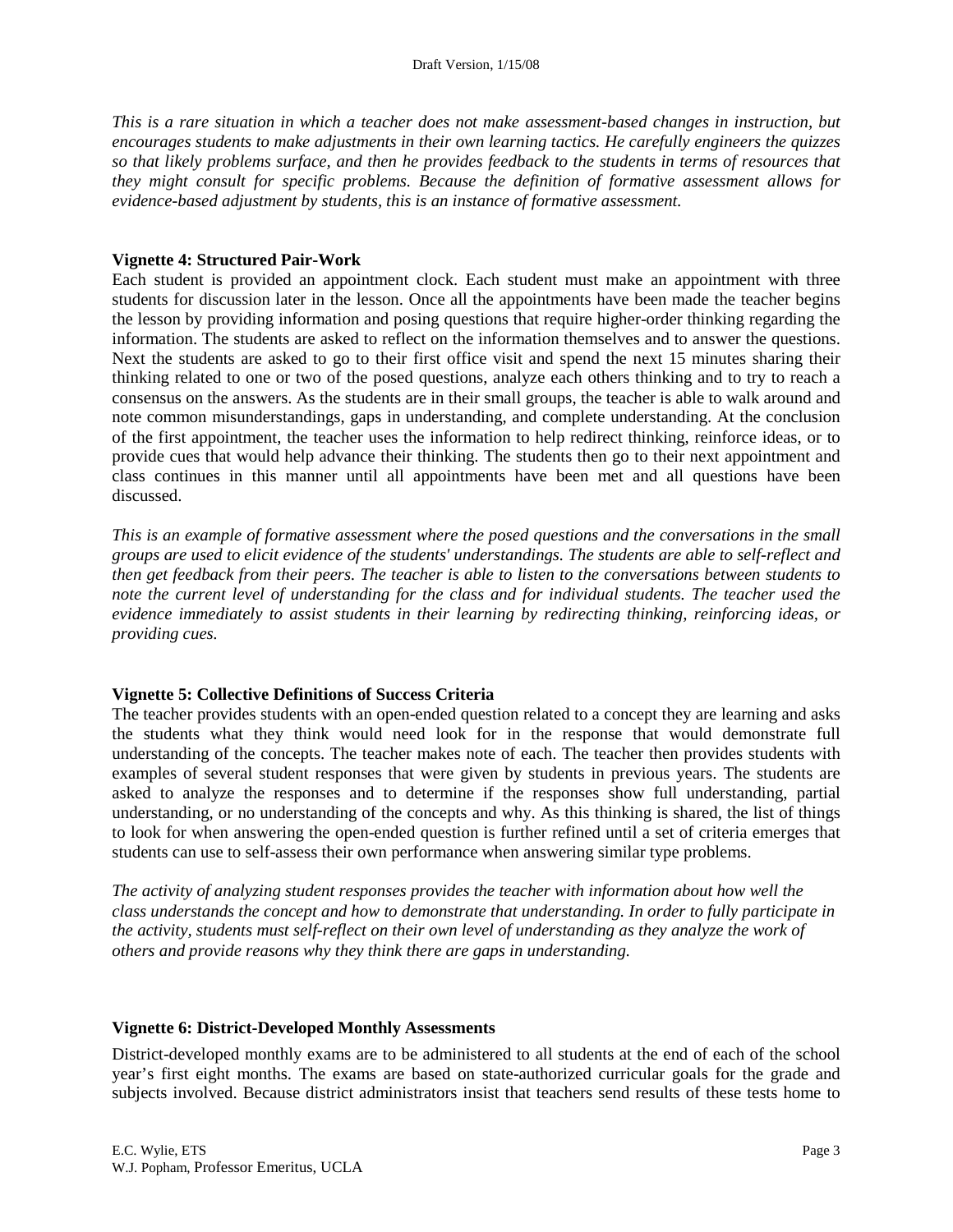*This is a rare situation in which a teacher does not make assessment-based changes in instruction, but encourages students to make adjustments in their own learning tactics. He carefully engineers the quizzes so that likely problems surface, and then he provides feedback to the students in terms of resources that they might consult for specific problems. Because the definition of formative assessment allows for evidence-based adjustment by students, this is an instance of formative assessment.*

**Vignette 4: Structured Pair-Work**

Each student is provided an appointment clock. Each student must make an appointment with three students for discussion later in the lesson. Once all the appointments have been made the teacher begins the lesson by providing information and posing questions that require higher-order thinking regarding the information. The students are asked to reflect on the information themselves and to answer the questions. Next the students are asked to go to their first office visit and spend the next 15 minutes sharing their thinking related to one or two of the posed questions, analyze each others thinking and to try to reach a consensus on the answers. As the students are in their small groups, the teacher is able to walk around and note common misunderstandings, gaps in understanding, and complete understanding. At the conclusion of the first appointment, the teacher uses the information to help redirect thinking, reinforce ideas, or to provide cues that would help advance their thinking. The students then go to their next appointment and class continues in this manner until all appointments have been met and all questions have been discussed.

*This is an example of formative assessment where the posed questions and the conversations in the small groups are used to elicit evidence of the students' understandings. The students are able to self-reflect and then get feedback from their peers. The teacher is able to listen to the conversations between students to note the current level of understanding for the class and for individual students. The teacher used the evidence immediately to assist students in their learning by redirecting thinking, reinforcing ideas, or providing cues.*

**Vignette 5: Collective Definitions of Success Criteria**

The teacher provides students with an open-ended question related to a concept they are learning and asks the students what they think would need look for in the response that would demonstrate full understanding of the concepts. The teacher makes note of each. The teacher then provides students with examples of several student responses that were given by students in previous years. The students are asked to analyze the responses and to determine if the responses show full understanding, partial understanding, or no understanding of the concepts and why. As this thinking is shared, the list of things to look for when answering the open-ended question is further refined until a set of criteria emerges that students can use to self-assess their own performance when answering similar type problems.

*The activity of analyzing student responses provides the teacher with information about how well the class understands the concept and how to demonstrate that understanding. In order to fully participate in the activity, students must self-reflect on their own level of understanding as they analyze the work of others and provide reasons why they think there are gaps in understanding.*

**Vignette 6: District-Developed Monthly Assessments**

District-developed monthly exams are to be administered to all students at the end of each of the school year's first eight months. The exams are based on state-authorized curricular goals for the grade and subjects involved. Because district administrators insist that teachers send results of these tests home to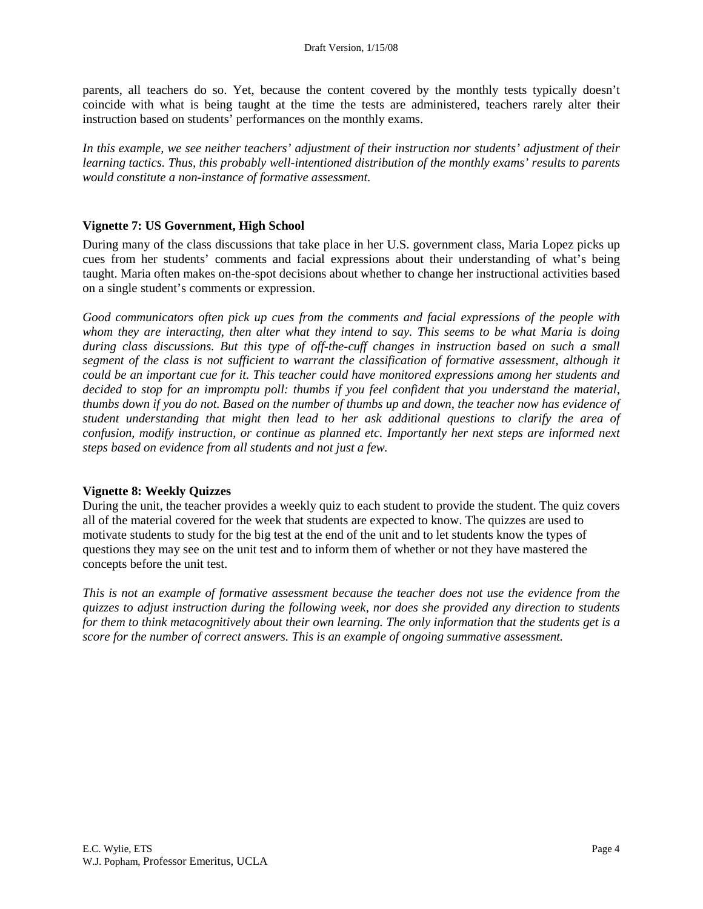parents, all teachers do so. Yet, because the content covered by the monthly tests typically doesn't coincide with what is being taught at the time the tests are administered, teachers rarely alter their instruction based on students' performances on the monthly exams.

*In this example, we see neither teachers' adjustment of their instruction nor students' adjustment of their learning tactics. Thus, this probably well-intentioned distribution of the monthly exams' results to parents would constitute a non-instance of formative assessment.*

### Vignette 7: US Government, High School

During many of the class discussions that take place in her U.S. government class, Maria Lopez picks up cues from her students' comments and facial expressions about their understanding of what's being taught. Maria often makes on-the-spot decisions about whether to change her instructional activities based on a single student's comments or expression.

*Good communicators often pick up cues from the comments and facial expressions of the people with whom they are interacting, then alter what they intend to say. This seems to be what Maria is doing during class discussions. But this type of off-the-cuff changes in instruction based on such a small segment of the class is not sufficient to warrant the classification of formative assessment, although it could be an important cue for it. This teacher could have monitored expressions among her students and decided to stop for an impromptu poll: thumbs if you feel confident that you understand the material, thumbs down if you do not. Based on the number of thumbs up and down, the teacher now has evidence of student understanding that might then lead to her ask additional questions to clarify the area of confusion, modify instruction, or continue as planned etc. Importantly her next steps are informed next steps based on evidence from all students and not just a few.*

### Vignette 8: Weekly Quizzes

During the unit, the teacher provides a weekly quiz to each student to provide the student. The quiz covers all of the material covered for the week that students are expected to know. The quizzes are used to motivate students to study for the big test at the end of the unit and to let students know the types of questions they may see on the unit test and to inform them of whether or not they have mastered the concepts before the unit test.

*This is not an example of formative assessment because the teacher does not use the evidence from the quizzes to adjust instruction during the following week, nor does she provided any direction to students for them to think metacognitively about their own learning. The only information that the students get is a score for the number of correct answers. This is an example of ongoing summative assessment.*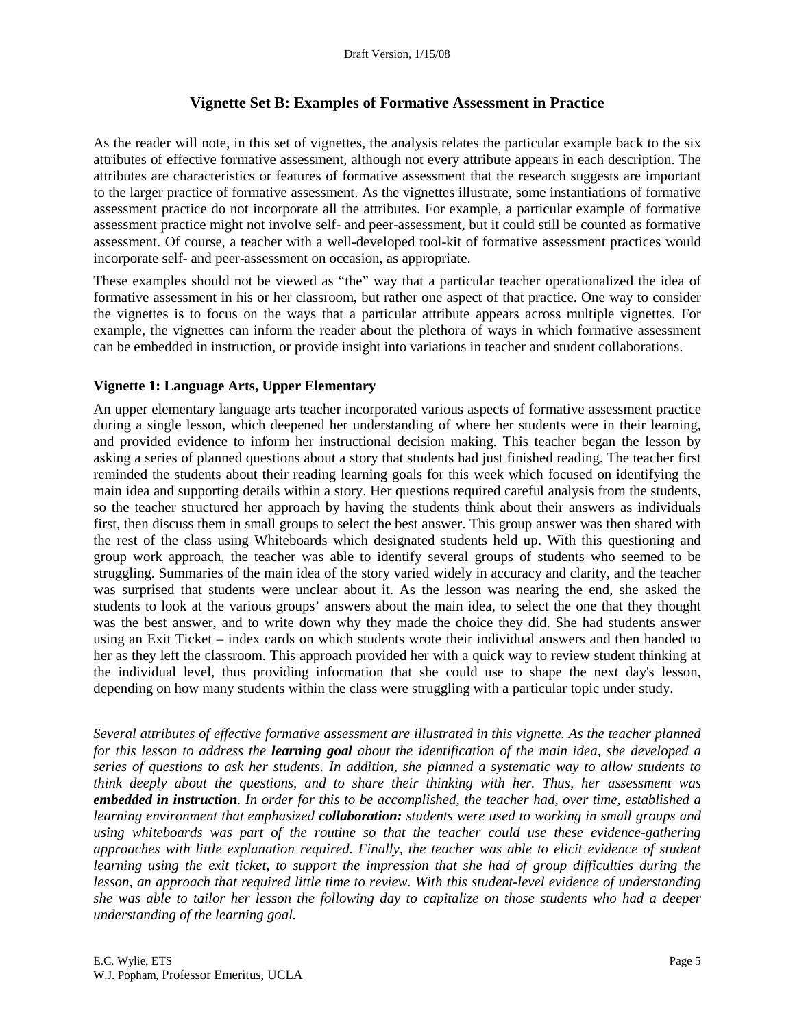## Vignette Set B: Examples of Formative Assessment in Practice

As the reader will note, in this set of vignettes, the analysis relates the particular example back to the six attributes of effective formative assessment, although not every attribute appears in each description. The attributes are characteristics or features of formative assessment that the research suggests are important to the larger practice of formative assessment. As the vignettes illustrate, some instantiations of formative assessment practice do not incorporate all the attributes. For example, a particular example of formative assessment practice might not involve self- and peer-assessment, but it could still be counted as formative assessment. Of course, a teacher with a well-developed tool-kit of formative assessment practices would incorporate self- and peer-assessment on occasion, as appropriate.

These examples should not be viewed as "the" way that a particular teacher operationalized the idea of formative assessment in his or her classroom, but rather one aspect of that practice. One way to consider the vignettes is to focus on the ways that a particular attribute appears across multiple vignettes. For example, the vignettes can inform the reader about the plethora of ways in which formative assessment can be embedded in instruction, or provide insight into variations in teacher and student collaborations.

### Vignette 1: Language Arts, Upper Elementary

An upper elementary language arts teacher incorporated various aspects of formative assessment practice during a single lesson, which deepened her understanding of where her students were in their learning, and provided evidence to inform her instructional decision making. This teacher began the lesson by asking a series of planned questions about a story that students had just finished reading. The teacher first reminded the students about their reading learning goals for this week which focused on identifying the main idea and supporting details within a story. Her questions required careful analysis from the students, so the teacher structured her approach by having the students think about their answers as individuals first, then discuss them in small groups to select the best answer. This group answer was then shared with the rest of the class using Whiteboards which designated students held up. With this questioning and group work approach, the teacher was able to identify several groups of students who seemed to be struggling. Summaries of the main idea of the story varied widely in accuracy and clarity, and the teacher was surprised that students were unclear about it. As the lesson was nearing the end, she asked the students to look at the various groups' answers about the main idea, to select the one that they thought was the best answer, and to write down why they made the choice they did. She had students answer using an Exit Ticket – index cards on which students wrote their individual answers and then handed to her as they left the classroom. This approach provided her with a quick way to review student thinking at the individual level, thus providing information that she could use to shape the next day's lesson, depending on how many students within the class were struggling with a particular topic under study.

*Several attributes of effective formative assessment are illustrated in this vignette. As the teacher planned for this lesson to address the **learning goal** about the identification of the main idea, she developed a series of questions to ask her students. In addition, she planned a systematic way to allow students to think deeply about the questions, and to share their thinking with her. Thus, her assessment was **embedded in instruction**. In order for this to be accomplished, the teacher had, over time, established a learning environment that emphasized **collaboration:** students were used to working in small groups and using whiteboards was part of the routine so that the teacher could use these evidence-gathering approaches with little explanation required. Finally, the teacher was able to elicit evidence of student learning using the exit ticket, to support the impression that she had of group difficulties during the lesson, an approach that required little time to review. With this student-level evidence of understanding she was able to tailor her lesson the following day to capitalize on those students who had a deeper understanding of the learning goal.*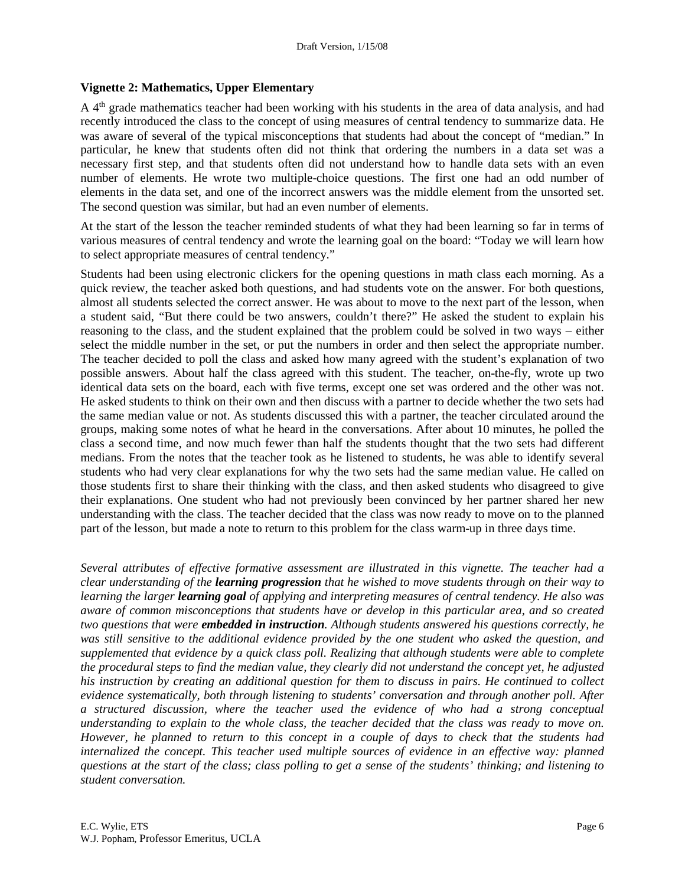**Vignette 2: Mathematics, Upper Elementary**

A 4th grade mathematics teacher had been working with his students in the area of data analysis, and had recently introduced the class to the concept of using measures of central tendency to summarize data. He was aware of several of the typical misconceptions that students had about the concept of "median." In particular, he knew that students often did not think that ordering the numbers in a data set was a necessary first step, and that students often did not understand how to handle data sets with an even number of elements. He wrote two multiple-choice questions. The first one had an odd number of elements in the data set, and one of the incorrect answers was the middle element from the unsorted set. The second question was similar, but had an even number of elements.

At the start of the lesson the teacher reminded students of what they had been learning so far in terms of various measures of central tendency and wrote the learning goal on the board: "Today we will learn how to select appropriate measures of central tendency."

Students had been using electronic clickers for the opening questions in math class each morning. As a quick review, the teacher asked both questions, and had students vote on the answer. For both questions, almost all students selected the correct answer. He was about to move to the next part of the lesson, when a student said, "But there could be two answers, couldn't there?" He asked the student to explain his reasoning to the class, and the student explained that the problem could be solved in two ways – either select the middle number in the set, or put the numbers in order and then select the appropriate number. The teacher decided to poll the class and asked how many agreed with the student's explanation of two possible answers. About half the class agreed with this student. The teacher, on-the-fly, wrote up two identical data sets on the board, each with five terms, except one set was ordered and the other was not. He asked students to think on their own and then discuss with a partner to decide whether the two sets had the same median value or not. As students discussed this with a partner, the teacher circulated around the groups, making some notes of what he heard in the conversations. After about 10 minutes, he polled the class a second time, and now much fewer than half the students thought that the two sets had different medians. From the notes that the teacher took as he listened to students, he was able to identify several students who had very clear explanations for why the two sets had the same median value. He called on those students first to share their thinking with the class, and then asked students who disagreed to give their explanations. One student who had not previously been convinced by her partner shared her new understanding with the class. The teacher decided that the class was now ready to move on to the planned part of the lesson, but made a note to return to this problem for the class warm-up in three days time.

*Several attributes of effective formative assessment are illustrated in this vignette. The teacher had a clear understanding of the **learning progression** that he wished to move students through on their way to learning the larger **learning goal** of applying and interpreting measures of central tendency. He also was aware of common misconceptions that students have or develop in this particular area, and so created two questions that were **embedded in instruction**. Although students answered his questions correctly, he was still sensitive to the additional evidence provided by the one student who asked the question, and supplemented that evidence by a quick class poll. Realizing that although students were able to complete the procedural steps to find the median value, they clearly did not understand the concept yet, he adjusted his instruction by creating an additional question for them to discuss in pairs. He continued to collect evidence systematically, both through listening to students' conversation and through another poll. After a structured discussion, where the teacher used the evidence of who had a strong conceptual understanding to explain to the whole class, the teacher decided that the class was ready to move on. However, he planned to return to this concept in a couple of days to check that the students had internalized the concept. This teacher used multiple sources of evidence in an effective way: planned questions at the start of the class; class polling to get a sense of the students' thinking; and listening to student conversation.*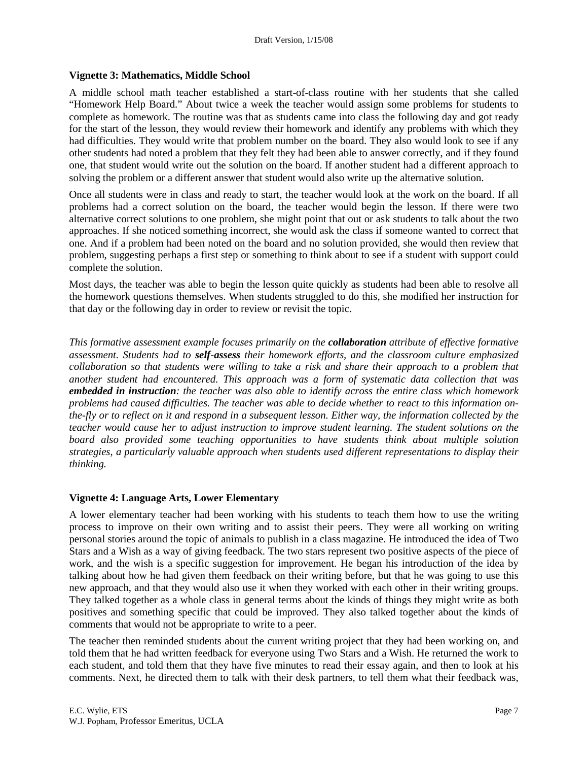### Vignette 3: Mathematics, Middle School

A middle school math teacher established a start-of-class routine with her students that she called "Homework Help Board." About twice a week the teacher would assign some problems for students to complete as homework. The routine was that as students came into class the following day and got ready for the start of the lesson, they would review their homework and identify any problems with which they had difficulties. They would write that problem number on the board. They also would look to see if any other students had noted a problem that they felt they had been able to answer correctly, and if they found one, that student would write out the solution on the board. If another student had a different approach to solving the problem or a different answer that student would also write up the alternative solution.

Once all students were in class and ready to start, the teacher would look at the work on the board. If all problems had a correct solution on the board, the teacher would begin the lesson. If there were two alternative correct solutions to one problem, she might point that out or ask students to talk about the two approaches. If she noticed something incorrect, she would ask the class if someone wanted to correct that one. And if a problem had been noted on the board and no solution provided, she would then review that problem, suggesting perhaps a first step or something to think about to see if a student with support could complete the solution.

Most days, the teacher was able to begin the lesson quite quickly as students had been able to resolve all the homework questions themselves. When students struggled to do this, she modified her instruction for that day or the following day in order to review or revisit the topic.

*This formative assessment example focuses primarily on the* ***collaboration*** *attribute of effective formative assessment. Students had to* ***self-assess*** *their homework efforts, and the classroom culture emphasized collaboration so that students were willing to take a risk and share their approach to a problem that another student had encountered. This approach was a form of systematic data collection that was* ***embedded in instruction****: the teacher was also able to identify across the entire class which homework problems had caused difficulties. The teacher was able to decide whether to react to this information on-the-fly or to reflect on it and respond in a subsequent lesson. Either way, the information collected by the teacher would cause her to adjust instruction to improve student learning. The student solutions on the board also provided some teaching opportunities to have students think about multiple solution strategies, a particularly valuable approach when students used different representations to display their thinking.*

### Vignette 4: Language Arts, Lower Elementary

A lower elementary teacher had been working with his students to teach them how to use the writing process to improve on their own writing and to assist their peers. They were all working on writing personal stories around the topic of animals to publish in a class magazine. He introduced the idea of Two Stars and a Wish as a way of giving feedback. The two stars represent two positive aspects of the piece of work, and the wish is a specific suggestion for improvement. He began his introduction of the idea by talking about how he had given them feedback on their writing before, but that he was going to use this new approach, and that they would also use it when they worked with each other in their writing groups. They talked together as a whole class in general terms about the kinds of things they might write as both positives and something specific that could be improved. They also talked together about the kinds of comments that would not be appropriate to write to a peer.

The teacher then reminded students about the current writing project that they had been working on, and told them that he had written feedback for everyone using Two Stars and a Wish. He returned the work to each student, and told them that they have five minutes to read their essay again, and then to look at his comments. Next, he directed them to talk with their desk partners, to tell them what their feedback was,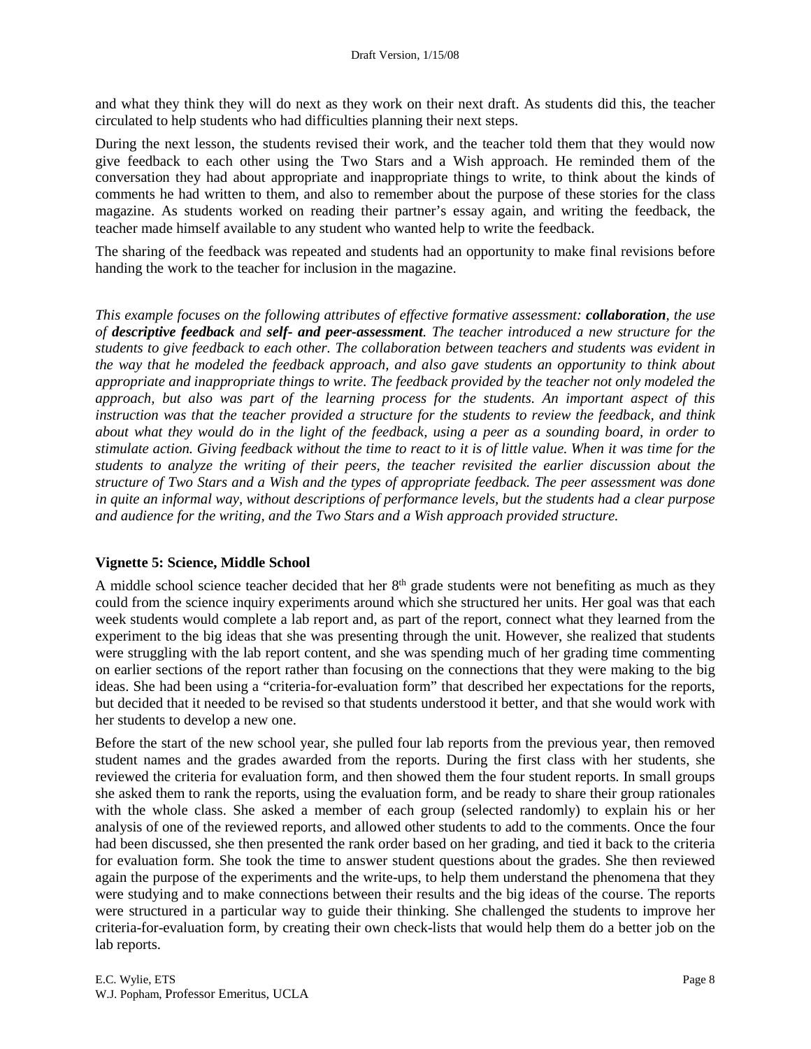and what they think they will do next as they work on their next draft. As students did this, the teacher circulated to help students who had difficulties planning their next steps.

During the next lesson, the students revised their work, and the teacher told them that they would now give feedback to each other using the Two Stars and a Wish approach. He reminded them of the conversation they had about appropriate and inappropriate things to write, to think about the kinds of comments he had written to them, and also to remember about the purpose of these stories for the class magazine. As students worked on reading their partner's essay again, and writing the feedback, the teacher made himself available to any student who wanted help to write the feedback.

The sharing of the feedback was repeated and students had an opportunity to make final revisions before handing the work to the teacher for inclusion in the magazine.

*This example focuses on the following attributes of effective formative assessment: **collaboration**, the use of **descriptive feedback** and **self- and peer-assessment**. The teacher introduced a new structure for the students to give feedback to each other. The collaboration between teachers and students was evident in the way that he modeled the feedback approach, and also gave students an opportunity to think about appropriate and inappropriate things to write. The feedback provided by the teacher not only modeled the approach, but also was part of the learning process for the students. An important aspect of this instruction was that the teacher provided a structure for the students to review the feedback, and think about what they would do in the light of the feedback, using a peer as a sounding board, in order to stimulate action. Giving feedback without the time to react to it is of little value. When it was time for the students to analyze the writing of their peers, the teacher revisited the earlier discussion about the structure of Two Stars and a Wish and the types of appropriate feedback. The peer assessment was done in quite an informal way, without descriptions of performance levels, but the students had a clear purpose and audience for the writing, and the Two Stars and a Wish approach provided structure.*

### Vignette 5: Science, Middle School

A middle school science teacher decided that her 8th grade students were not benefiting as much as they could from the science inquiry experiments around which she structured her units. Her goal was that each week students would complete a lab report and, as part of the report, connect what they learned from the experiment to the big ideas that she was presenting through the unit. However, she realized that students were struggling with the lab report content, and she was spending much of her grading time commenting on earlier sections of the report rather than focusing on the connections that they were making to the big ideas. She had been using a "criteria-for-evaluation form" that described her expectations for the reports, but decided that it needed to be revised so that students understood it better, and that she would work with her students to develop a new one.

Before the start of the new school year, she pulled four lab reports from the previous year, then removed student names and the grades awarded from the reports. During the first class with her students, she reviewed the criteria for evaluation form, and then showed them the four student reports. In small groups she asked them to rank the reports, using the evaluation form, and be ready to share their group rationales with the whole class. She asked a member of each group (selected randomly) to explain his or her analysis of one of the reviewed reports, and allowed other students to add to the comments. Once the four had been discussed, she then presented the rank order based on her grading, and tied it back to the criteria for evaluation form. She took the time to answer student questions about the grades. She then reviewed again the purpose of the experiments and the write-ups, to help them understand the phenomena that they were studying and to make connections between their results and the big ideas of the course. The reports were structured in a particular way to guide their thinking. She challenged the students to improve her criteria-for-evaluation form, by creating their own check-lists that would help them do a better job on the lab reports.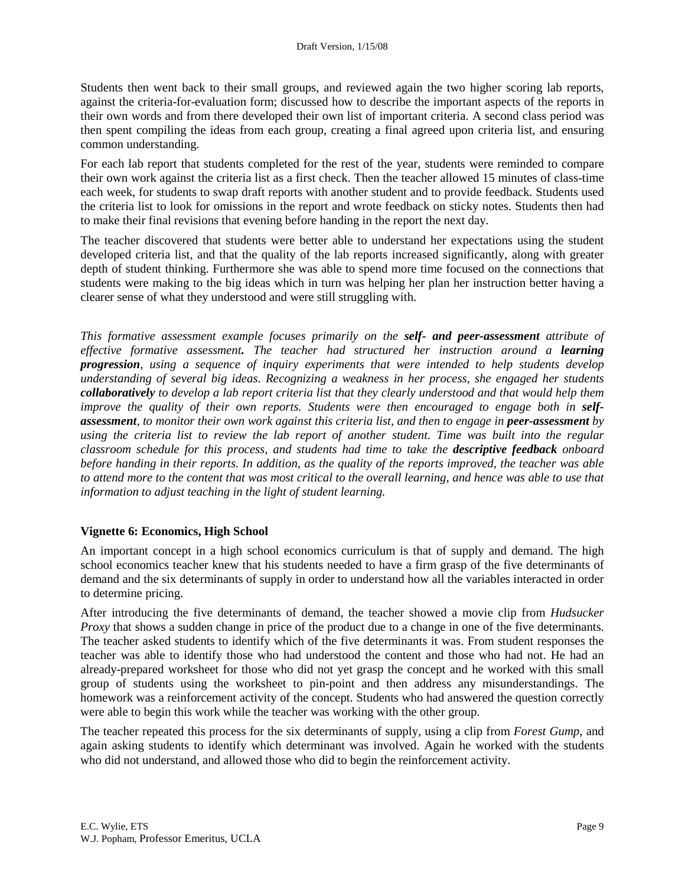Students then went back to their small groups, and reviewed again the two higher scoring lab reports, against the criteria-for-evaluation form; discussed how to describe the important aspects of the reports in their own words and from there developed their own list of important criteria. A second class period was then spent compiling the ideas from each group, creating a final agreed upon criteria list, and ensuring common understanding.

For each lab report that students completed for the rest of the year, students were reminded to compare their own work against the criteria list as a first check. Then the teacher allowed 15 minutes of class-time each week, for students to swap draft reports with another student and to provide feedback. Students used the criteria list to look for omissions in the report and wrote feedback on sticky notes. Students then had to make their final revisions that evening before handing in the report the next day.

The teacher discovered that students were better able to understand her expectations using the student developed criteria list, and that the quality of the lab reports increased significantly, along with greater depth of student thinking. Furthermore she was able to spend more time focused on the connections that students were making to the big ideas which in turn was helping her plan her instruction better having a clearer sense of what they understood and were still struggling with.

*This formative assessment example focuses primarily on the **self- and peer-assessment** attribute of effective formative assessment**.** The teacher had structured her instruction around a **learning progression**, using a sequence of inquiry experiments that were intended to help students develop understanding of several big ideas. Recognizing a weakness in her process, she engaged her students **collaboratively** to develop a lab report criteria list that they clearly understood and that would help them improve the quality of their own reports. Students were then encouraged to engage both in **self-assessment**, to monitor their own work against this criteria list, and then to engage in **peer-assessment** by using the criteria list to review the lab report of another student. Time was built into the regular classroom schedule for this process, and students had time to take the **descriptive feedback** onboard before handing in their reports. In addition, as the quality of the reports improved, the teacher was able to attend more to the content that was most critical to the overall learning, and hence was able to use that information to adjust teaching in the light of student learning.*

### Vignette 6: Economics, High School

An important concept in a high school economics curriculum is that of supply and demand. The high school economics teacher knew that his students needed to have a firm grasp of the five determinants of demand and the six determinants of supply in order to understand how all the variables interacted in order to determine pricing.

After introducing the five determinants of demand, the teacher showed a movie clip from *Hudsucker Proxy* that shows a sudden change in price of the product due to a change in one of the five determinants. The teacher asked students to identify which of the five determinants it was. From student responses the teacher was able to identify those who had understood the content and those who had not. He had an already-prepared worksheet for those who did not yet grasp the concept and he worked with this small group of students using the worksheet to pin-point and then address any misunderstandings. The homework was a reinforcement activity of the concept. Students who had answered the question correctly were able to begin this work while the teacher was working with the other group.

The teacher repeated this process for the six determinants of supply, using a clip from *Forest Gump*, and again asking students to identify which determinant was involved. Again he worked with the students who did not understand, and allowed those who did to begin the reinforcement activity.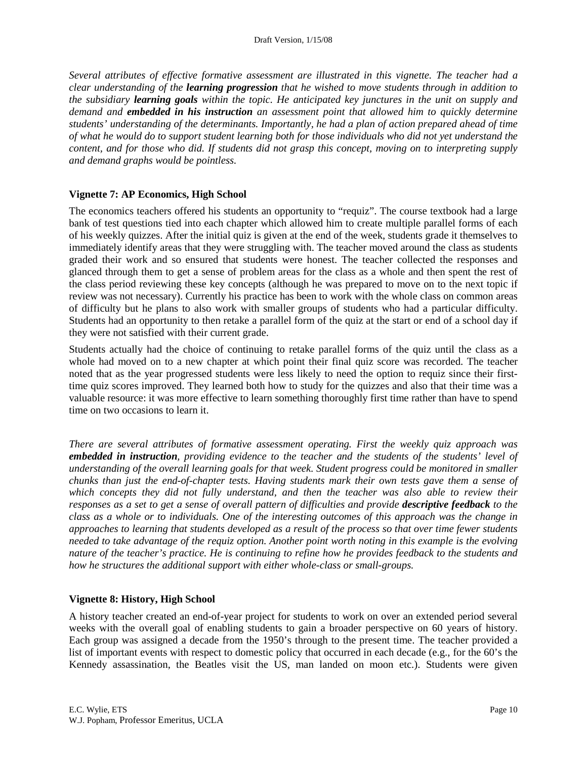*Several attributes of effective formative assessment are illustrated in this vignette. The teacher had a clear understanding of the **learning progression** that he wished to move students through in addition to the subsidiary **learning goals** within the topic. He anticipated key junctures in the unit on supply and demand and **embedded in his instruction** an assessment point that allowed him to quickly determine students' understanding of the determinants. Importantly, he had a plan of action prepared ahead of time of what he would do to support student learning both for those individuals who did not yet understand the content, and for those who did. If students did not grasp this concept, moving on to interpreting supply and demand graphs would be pointless.*

### Vignette 7: AP Economics, High School

The economics teachers offered his students an opportunity to "requiz". The course textbook had a large bank of test questions tied into each chapter which allowed him to create multiple parallel forms of each of his weekly quizzes. After the initial quiz is given at the end of the week, students grade it themselves to immediately identify areas that they were struggling with. The teacher moved around the class as students graded their work and so ensured that students were honest. The teacher collected the responses and glanced through them to get a sense of problem areas for the class as a whole and then spent the rest of the class period reviewing these key concepts (although he was prepared to move on to the next topic if review was not necessary). Currently his practice has been to work with the whole class on common areas of difficulty but he plans to also work with smaller groups of students who had a particular difficulty. Students had an opportunity to then retake a parallel form of the quiz at the start or end of a school day if they were not satisfied with their current grade.

Students actually had the choice of continuing to retake parallel forms of the quiz until the class as a whole had moved on to a new chapter at which point their final quiz score was recorded. The teacher noted that as the year progressed students were less likely to need the option to requiz since their first-time quiz scores improved. They learned both how to study for the quizzes and also that their time was a valuable resource: it was more effective to learn something thoroughly first time rather than have to spend time on two occasions to learn it.

*There are several attributes of formative assessment operating. First the weekly quiz approach was **embedded in instruction**, providing evidence to the teacher and the students of the students' level of understanding of the overall learning goals for that week. Student progress could be monitored in smaller chunks than just the end-of-chapter tests. Having students mark their own tests gave them a sense of which concepts they did not fully understand, and then the teacher was also able to review their responses as a set to get a sense of overall pattern of difficulties and provide **descriptive feedback** to the class as a whole or to individuals. One of the interesting outcomes of this approach was the change in approaches to learning that students developed as a result of the process so that over time fewer students needed to take advantage of the requiz option. Another point worth noting in this example is the evolving nature of the teacher's practice. He is continuing to refine how he provides feedback to the students and how he structures the additional support with either whole-class or small-groups.*

### Vignette 8: History, High School

A history teacher created an end-of-year project for students to work on over an extended period several weeks with the overall goal of enabling students to gain a broader perspective on 60 years of history. Each group was assigned a decade from the 1950's through to the present time. The teacher provided a list of important events with respect to domestic policy that occurred in each decade (e.g., for the 60's the Kennedy assassination, the Beatles visit the US, man landed on moon etc.). Students were given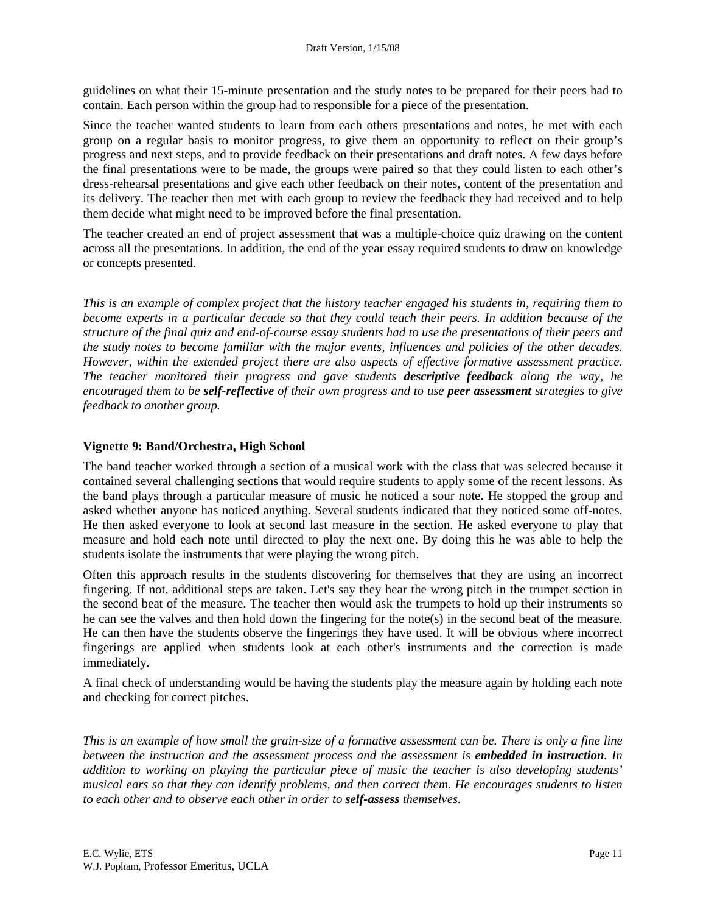guidelines on what their 15-minute presentation and the study notes to be prepared for their peers had to contain. Each person within the group had to responsible for a piece of the presentation.

Since the teacher wanted students to learn from each others presentations and notes, he met with each group on a regular basis to monitor progress, to give them an opportunity to reflect on their group's progress and next steps, and to provide feedback on their presentations and draft notes. A few days before the final presentations were to be made, the groups were paired so that they could listen to each other's dress-rehearsal presentations and give each other feedback on their notes, content of the presentation and its delivery. The teacher then met with each group to review the feedback they had received and to help them decide what might need to be improved before the final presentation.

The teacher created an end of project assessment that was a multiple-choice quiz drawing on the content across all the presentations. In addition, the end of the year essay required students to draw on knowledge or concepts presented.

*This is an example of complex project that the history teacher engaged his students in, requiring them to become experts in a particular decade so that they could teach their peers. In addition because of the structure of the final quiz and end-of-course essay students had to use the presentations of their peers and the study notes to become familiar with the major events, influences and policies of the other decades. However, within the extended project there are also aspects of effective formative assessment practice. The teacher monitored their progress and gave students **descriptive feedback** along the way, he encouraged them to be **self-reflective** of their own progress and to use **peer assessment** strategies to give feedback to another group.*

### Vignette 9: Band/Orchestra, High School

The band teacher worked through a section of a musical work with the class that was selected because it contained several challenging sections that would require students to apply some of the recent lessons. As the band plays through a particular measure of music he noticed a sour note. He stopped the group and asked whether anyone has noticed anything. Several students indicated that they noticed some off-notes. He then asked everyone to look at second last measure in the section. He asked everyone to play that measure and hold each note until directed to play the next one. By doing this he was able to help the students isolate the instruments that were playing the wrong pitch.

Often this approach results in the students discovering for themselves that they are using an incorrect fingering. If not, additional steps are taken. Let's say they hear the wrong pitch in the trumpet section in the second beat of the measure. The teacher then would ask the trumpets to hold up their instruments so he can see the valves and then hold down the fingering for the note(s) in the second beat of the measure. He can then have the students observe the fingerings they have used. It will be obvious where incorrect fingerings are applied when students look at each other's instruments and the correction is made immediately.

A final check of understanding would be having the students play the measure again by holding each note and checking for correct pitches.

*This is an example of how small the grain-size of a formative assessment can be. There is only a fine line between the instruction and the assessment process and the assessment is **embedded in instruction**. In addition to working on playing the particular piece of music the teacher is also developing students' musical ears so that they can identify problems, and then correct them. He encourages students to listen to each other and to observe each other in order to **self-assess** themselves.*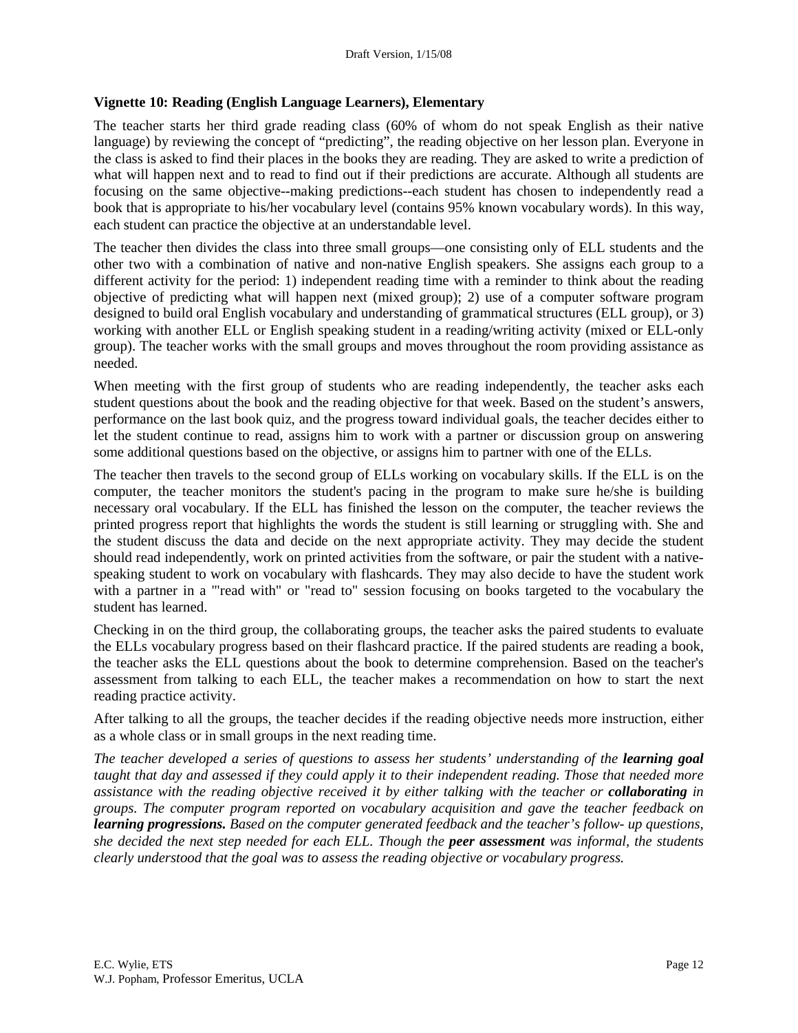### Vignette 10: Reading (English Language Learners), Elementary

The teacher starts her third grade reading class (60% of whom do not speak English as their native language) by reviewing the concept of "predicting", the reading objective on her lesson plan. Everyone in the class is asked to find their places in the books they are reading. They are asked to write a prediction of what will happen next and to read to find out if their predictions are accurate. Although all students are focusing on the same objective--making predictions--each student has chosen to independently read a book that is appropriate to his/her vocabulary level (contains 95% known vocabulary words). In this way, each student can practice the objective at an understandable level.

The teacher then divides the class into three small groups—one consisting only of ELL students and the other two with a combination of native and non-native English speakers. She assigns each group to a different activity for the period: 1) independent reading time with a reminder to think about the reading objective of predicting what will happen next (mixed group); 2) use of a computer software program designed to build oral English vocabulary and understanding of grammatical structures (ELL group), or 3) working with another ELL or English speaking student in a reading/writing activity (mixed or ELL-only group). The teacher works with the small groups and moves throughout the room providing assistance as needed.

When meeting with the first group of students who are reading independently, the teacher asks each student questions about the book and the reading objective for that week. Based on the student's answers, performance on the last book quiz, and the progress toward individual goals, the teacher decides either to let the student continue to read, assigns him to work with a partner or discussion group on answering some additional questions based on the objective, or assigns him to partner with one of the ELLs.

The teacher then travels to the second group of ELLs working on vocabulary skills. If the ELL is on the computer, the teacher monitors the student's pacing in the program to make sure he/she is building necessary oral vocabulary. If the ELL has finished the lesson on the computer, the teacher reviews the printed progress report that highlights the words the student is still learning or struggling with. She and the student discuss the data and decide on the next appropriate activity. They may decide the student should read independently, work on printed activities from the software, or pair the student with a native-speaking student to work on vocabulary with flashcards. They may also decide to have the student work with a partner in a "'read with" or "read to" session focusing on books targeted to the vocabulary the student has learned.

Checking in on the third group, the collaborating groups, the teacher asks the paired students to evaluate the ELLs vocabulary progress based on their flashcard practice. If the paired students are reading a book, the teacher asks the ELL questions about the book to determine comprehension. Based on the teacher's assessment from talking to each ELL, the teacher makes a recommendation on how to start the next reading practice activity.

After talking to all the groups, the teacher decides if the reading objective needs more instruction, either as a whole class or in small groups in the next reading time.

*The teacher developed a series of questions to assess her students' understanding of the **learning goal** taught that day and assessed if they could apply it to their independent reading. Those that needed more assistance with the reading objective received it by either talking with the teacher or **collaborating** in groups. The computer program reported on vocabulary acquisition and gave the teacher feedback on **learning progressions.** Based on the computer generated feedback and the teacher's follow- up questions, she decided the next step needed for each ELL. Though the **peer assessment** was informal, the students clearly understood that the goal was to assess the reading objective or vocabulary progress.*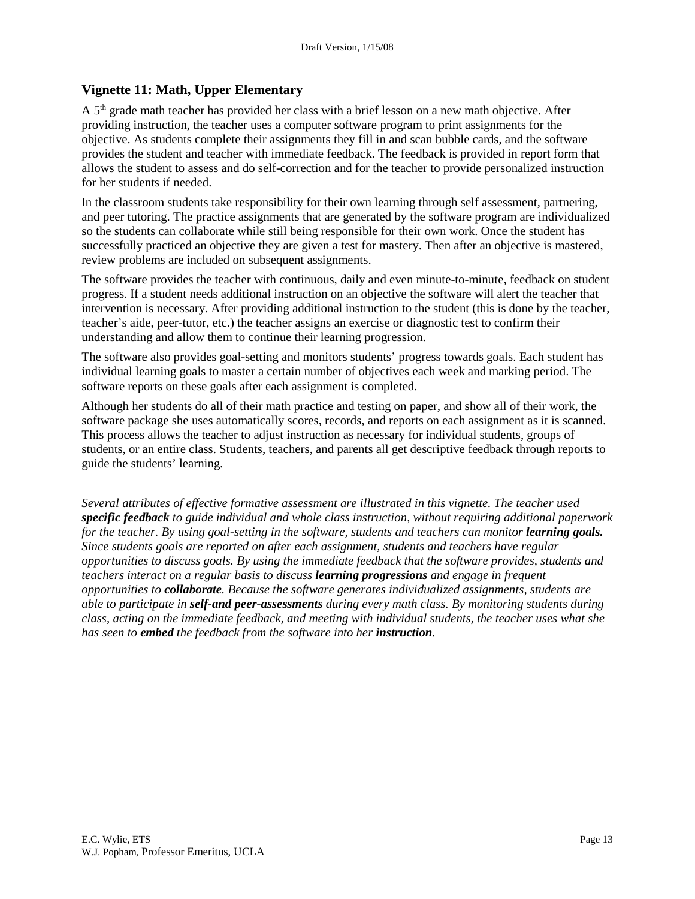## Vignette 11: Math, Upper Elementary

A 5th grade math teacher has provided her class with a brief lesson on a new math objective. After providing instruction, the teacher uses a computer software program to print assignments for the objective. As students complete their assignments they fill in and scan bubble cards, and the software provides the student and teacher with immediate feedback. The feedback is provided in report form that allows the student to assess and do self-correction and for the teacher to provide personalized instruction for her students if needed.

In the classroom students take responsibility for their own learning through self assessment, partnering, and peer tutoring. The practice assignments that are generated by the software program are individualized so the students can collaborate while still being responsible for their own work. Once the student has successfully practiced an objective they are given a test for mastery. Then after an objective is mastered, review problems are included on subsequent assignments.

The software provides the teacher with continuous, daily and even minute-to-minute, feedback on student progress. If a student needs additional instruction on an objective the software will alert the teacher that intervention is necessary. After providing additional instruction to the student (this is done by the teacher, teacher's aide, peer-tutor, etc.) the teacher assigns an exercise or diagnostic test to confirm their understanding and allow them to continue their learning progression.

The software also provides goal-setting and monitors students' progress towards goals. Each student has individual learning goals to master a certain number of objectives each week and marking period. The software reports on these goals after each assignment is completed.

Although her students do all of their math practice and testing on paper, and show all of their work, the software package she uses automatically scores, records, and reports on each assignment as it is scanned. This process allows the teacher to adjust instruction as necessary for individual students, groups of students, or an entire class. Students, teachers, and parents all get descriptive feedback through reports to guide the students' learning.

*Several attributes of effective formative assessment are illustrated in this vignette. The teacher used **specific feedback** to guide individual and whole class instruction, without requiring additional paperwork for the teacher. By using goal-setting in the software, students and teachers can monitor **learning goals.** Since students goals are reported on after each assignment, students and teachers have regular opportunities to discuss goals. By using the immediate feedback that the software provides, students and teachers interact on a regular basis to discuss **learning progressions** and engage in frequent opportunities to **collaborate**. Because the software generates individualized assignments, students are able to participate in **self-and peer-assessments** during every math class. By monitoring students during class, acting on the immediate feedback, and meeting with individual students, the teacher uses what she has seen to **embed** the feedback from the software into her **instruction**.*